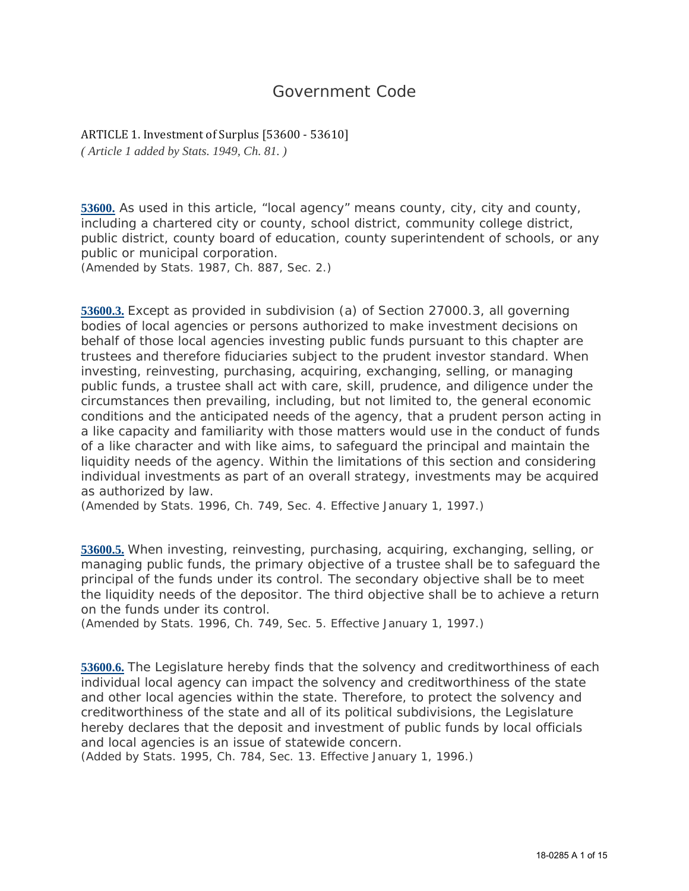# Government Code

ARTICLE 1. Investment of Surplus [53600 - 53610]

*( Article 1 added by Stats. 1949, Ch. 81. )*

**53600.** As used in this article, “local agency” means county, city, city and county, including a chartered city or county, school district, community college district, public district, county board of education, county superintendent of schools, or any public or municipal corporation.

(Amended by Stats. 1987, Ch. 887, Sec. 2.)

**53600.3.** Except as provided in subdivision (a) of Section 27000.3, all governing bodies of local agencies or persons authorized to make investment decisions on behalf of those local agencies investing public funds pursuant to this chapter are trustees and therefore fiduciaries subject to the prudent investor standard. When investing, reinvesting, purchasing, acquiring, exchanging, selling, or managing public funds, a trustee shall act with care, skill, prudence, and diligence under the circumstances then prevailing, including, but not limited to, the general economic conditions and the anticipated needs of the agency, that a prudent person acting in a like capacity and familiarity with those matters would use in the conduct of funds of a like character and with like aims, to safeguard the principal and maintain the liquidity needs of the agency. Within the limitations of this section and considering individual investments as part of an overall strategy, investments may be acquired as authorized by law.

(Amended by Stats. 1996, Ch. 749, Sec. 4. Effective January 1, 1997.)

**53600.5.** When investing, reinvesting, purchasing, acquiring, exchanging, selling, or managing public funds, the primary objective of a trustee shall be to safeguard the principal of the funds under its control. The secondary objective shall be to meet the liquidity needs of the depositor. The third objective shall be to achieve a return on the funds under its control.

(Amended by Stats. 1996, Ch. 749, Sec. 5. Effective January 1, 1997.)

**53600.6.** The Legislature hereby finds that the solvency and creditworthiness of each individual local agency can impact the solvency and creditworthiness of the state and other local agencies within the state. Therefore, to protect the solvency and creditworthiness of the state and all of its political subdivisions, the Legislature hereby declares that the deposit and investment of public funds by local officials and local agencies is an issue of statewide concern.

(Added by Stats. 1995, Ch. 784, Sec. 13. Effective January 1, 1996.)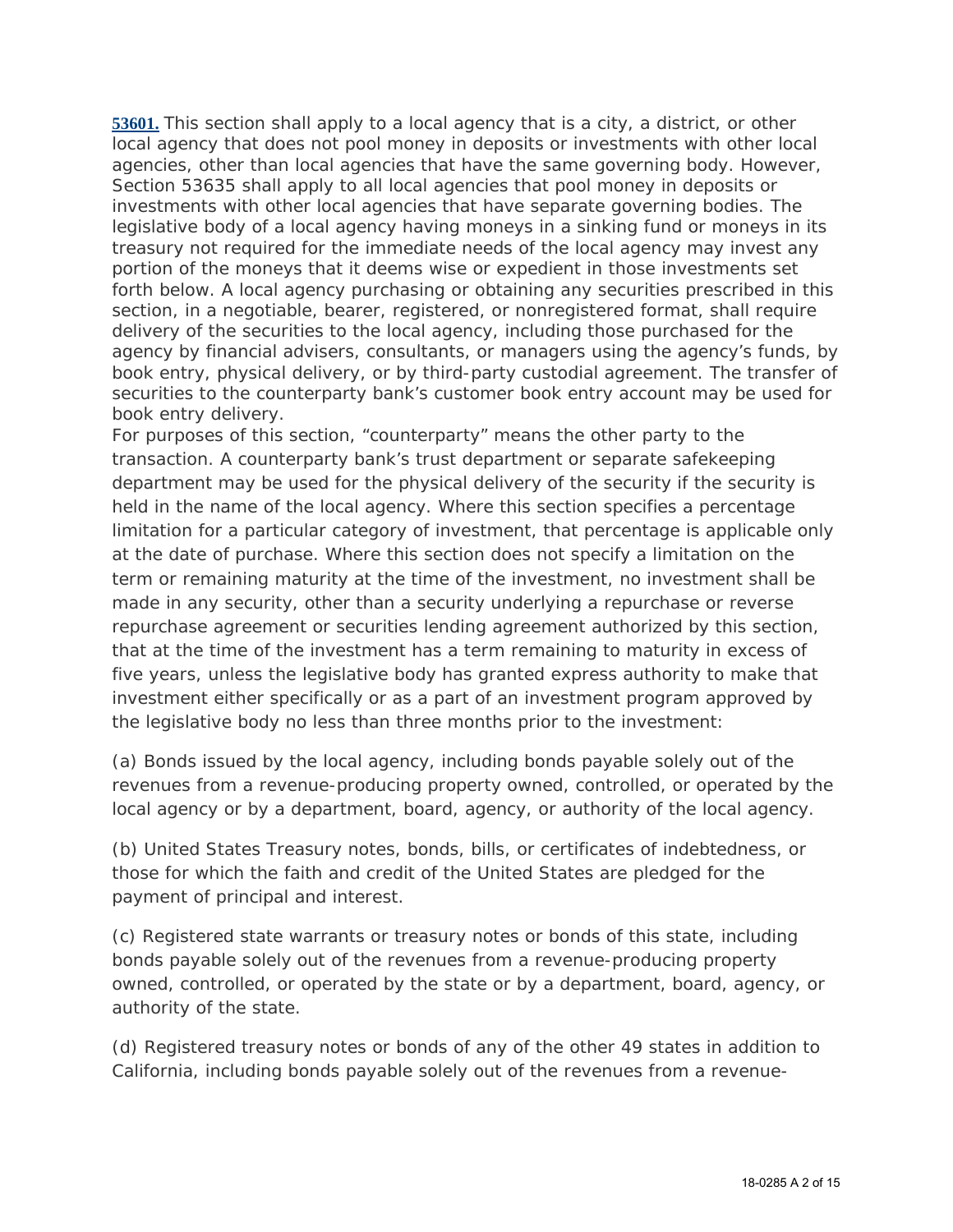**53601.** This section shall apply to a local agency that is a city, a district, or other local agency that does not pool money in deposits or investments with other local agencies, other than local agencies that have the same governing body. However, Section 53635 shall apply to all local agencies that pool money in deposits or investments with other local agencies that have separate governing bodies. The legislative body of a local agency having moneys in a sinking fund or moneys in its treasury not required for the immediate needs of the local agency may invest any portion of the moneys that it deems wise or expedient in those investments set forth below. A local agency purchasing or obtaining any securities prescribed in this section, in a negotiable, bearer, registered, or nonregistered format, shall require delivery of the securities to the local agency, including those purchased for the agency by financial advisers, consultants, or managers using the agency's funds, by book entry, physical delivery, or by third-party custodial agreement. The transfer of securities to the counterparty bank's customer book entry account may be used for book entry delivery.

For purposes of this section, "counterparty" means the other party to the transaction. A counterparty bank's trust department or separate safekeeping department may be used for the physical delivery of the security if the security is held in the name of the local agency. Where this section specifies a percentage limitation for a particular category of investment, that percentage is applicable only at the date of purchase. Where this section does not specify a limitation on the term or remaining maturity at the time of the investment, no investment shall be made in any security, other than a security underlying a repurchase or reverse repurchase agreement or securities lending agreement authorized by this section, that at the time of the investment has a term remaining to maturity in excess of five years, unless the legislative body has granted express authority to make that investment either specifically or as a part of an investment program approved by the legislative body no less than three months prior to the investment:

(a) Bonds issued by the local agency, including bonds payable solely out of the revenues from a revenue-producing property owned, controlled, or operated by the local agency or by a department, board, agency, or authority of the local agency.

(b) United States Treasury notes, bonds, bills, or certificates of indebtedness, or those for which the faith and credit of the United States are pledged for the payment of principal and interest.

(c) Registered state warrants or treasury notes or bonds of this state, including bonds payable solely out of the revenues from a revenue-producing property owned, controlled, or operated by the state or by a department, board, agency, or authority of the state.

(d) Registered treasury notes or bonds of any of the other 49 states in addition to California, including bonds payable solely out of the revenues from a revenue-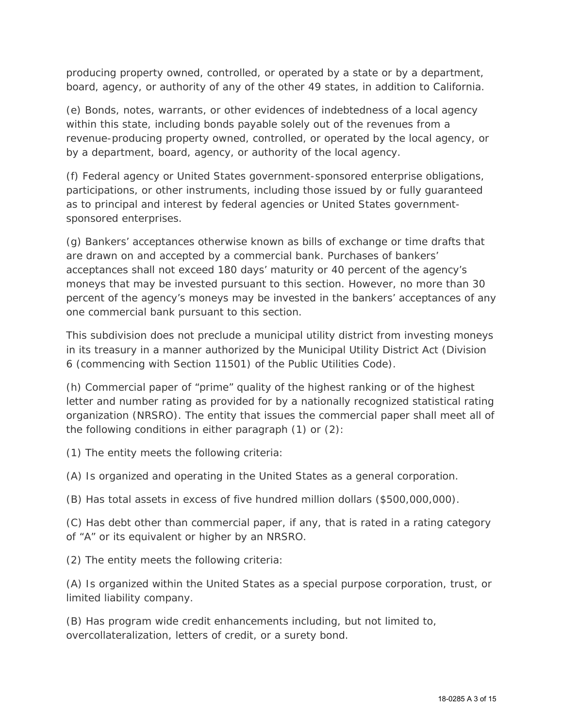producing property owned, controlled, or operated by a state or by a department, board, agency, or authority of any of the other 49 states, in addition to California.

(e) Bonds, notes, warrants, or other evidences of indebtedness of a local agency within this state, including bonds payable solely out of the revenues from a revenue-producing property owned, controlled, or operated by the local agency, or by a department, board, agency, or authority of the local agency.

(f) Federal agency or United States government-sponsored enterprise obligations, participations, or other instruments, including those issued by or fully guaranteed as to principal and interest by federal agencies or United States government-sponsored enterprises.

(g) Bankers' acceptances otherwise known as bills of exchange or time drafts that are drawn on and accepted by a commercial bank. Purchases of bankers' acceptances shall not exceed 180 days' maturity or 40 percent of the agency's moneys that may be invested pursuant to this section. However, no more than 30 percent of the agency's moneys may be invested in the bankers' acceptances of any one commercial bank pursuant to this section.

This subdivision does not preclude a municipal utility district from investing moneys in its treasury in a manner authorized by the Municipal Utility District Act (Division 6 (commencing with Section 11501) of the Public Utilities Code).

(h) Commercial paper of "prime" quality of the highest ranking or of the highest letter and number rating as provided for by a nationally recognized statistical rating organization (NRSRO). The entity that issues the commercial paper shall meet all of the following conditions in either paragraph (1) or (2):

(1) The entity meets the following criteria:

(A) Is organized and operating in the United States as a general corporation.

(B) Has total assets in excess of five hundred million dollars ($500,000,000).

(C) Has debt other than commercial paper, if any, that is rated in a rating category of "A" or its equivalent or higher by an NRSRO.

(2) The entity meets the following criteria:

(A) Is organized within the United States as a special purpose corporation, trust, or limited liability company.

(B) Has program wide credit enhancements including, but not limited to, overcollateralization, letters of credit, or a surety bond.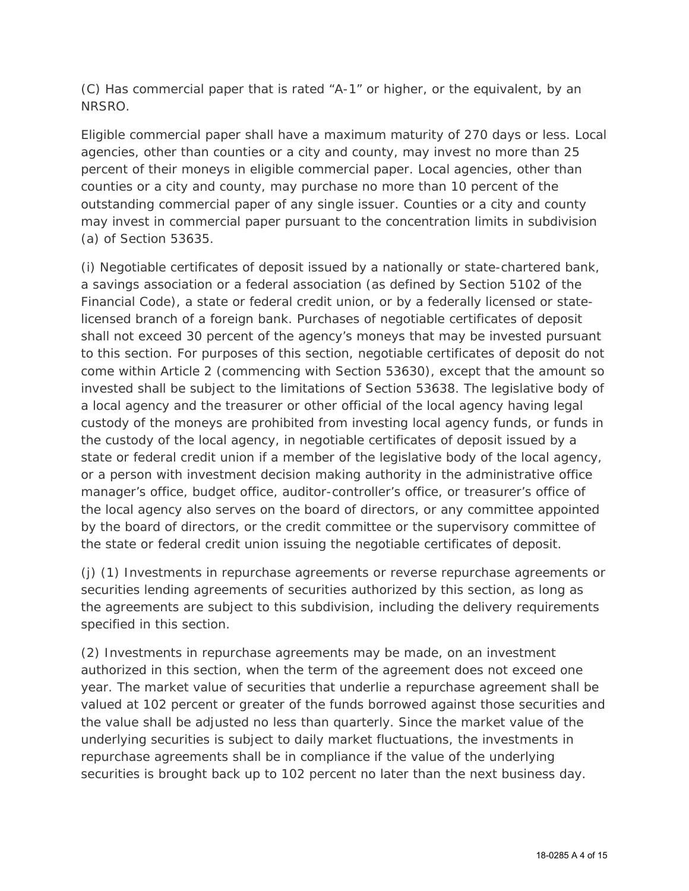(C) Has commercial paper that is rated “A-1” or higher, or the equivalent, by an NRSRO.

Eligible commercial paper shall have a maximum maturity of 270 days or less. Local agencies, other than counties or a city and county, may invest no more than 25 percent of their moneys in eligible commercial paper. Local agencies, other than counties or a city and county, may purchase no more than 10 percent of the outstanding commercial paper of any single issuer. Counties or a city and county may invest in commercial paper pursuant to the concentration limits in subdivision (a) of Section 53635.

(i) Negotiable certificates of deposit issued by a nationally or state-chartered bank, a savings association or a federal association (as defined by Section 5102 of the Financial Code), a state or federal credit union, or by a federally licensed or state-licensed branch of a foreign bank. Purchases of negotiable certificates of deposit shall not exceed 30 percent of the agency’s moneys that may be invested pursuant to this section. For purposes of this section, negotiable certificates of deposit do not come within Article 2 (commencing with Section 53630), except that the amount so invested shall be subject to the limitations of Section 53638. The legislative body of a local agency and the treasurer or other official of the local agency having legal custody of the moneys are prohibited from investing local agency funds, or funds in the custody of the local agency, in negotiable certificates of deposit issued by a state or federal credit union if a member of the legislative body of the local agency, or a person with investment decision making authority in the administrative office manager’s office, budget office, auditor-controller’s office, or treasurer’s office of the local agency also serves on the board of directors, or any committee appointed by the board of directors, or the credit committee or the supervisory committee of the state or federal credit union issuing the negotiable certificates of deposit.

(j) (1) Investments in repurchase agreements or reverse repurchase agreements or securities lending agreements of securities authorized by this section, as long as the agreements are subject to this subdivision, including the delivery requirements specified in this section.

(2) Investments in repurchase agreements may be made, on an investment authorized in this section, when the term of the agreement does not exceed one year. The market value of securities that underlie a repurchase agreement shall be valued at 102 percent or greater of the funds borrowed against those securities and the value shall be adjusted no less than quarterly. Since the market value of the underlying securities is subject to daily market fluctuations, the investments in repurchase agreements shall be in compliance if the value of the underlying securities is brought back up to 102 percent no later than the next business day.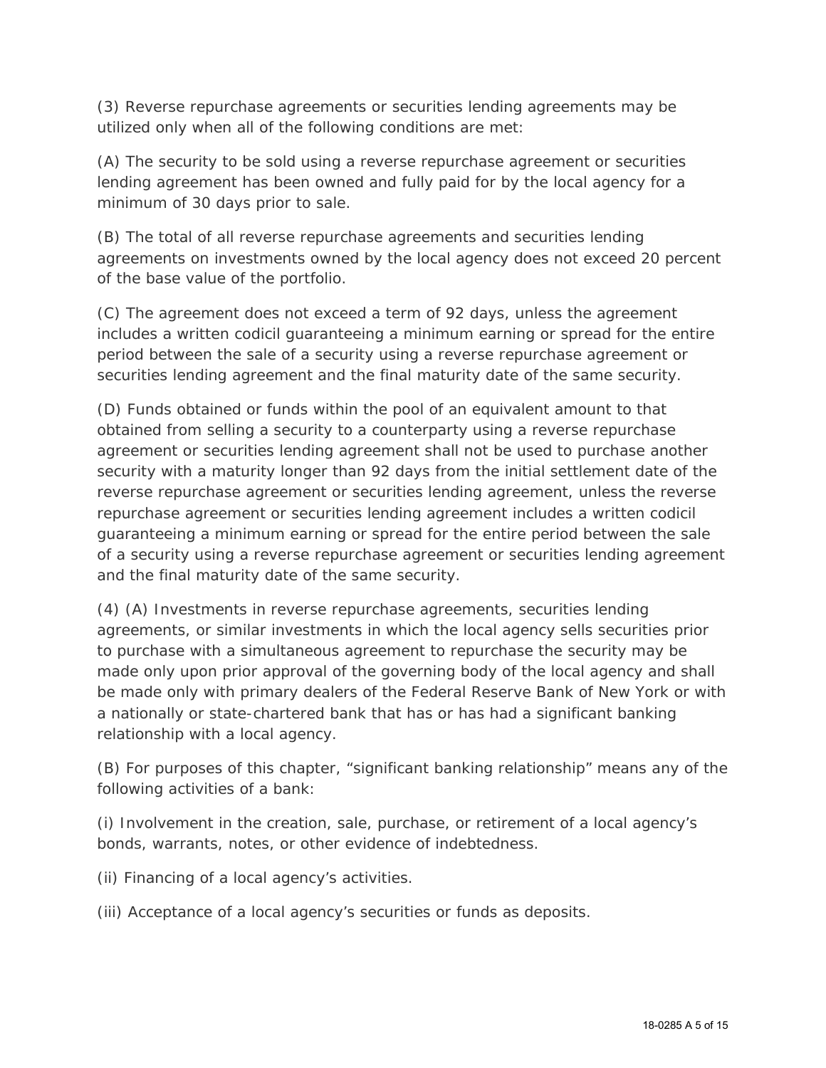(3) Reverse repurchase agreements or securities lending agreements may be utilized only when all of the following conditions are met:

(A) The security to be sold using a reverse repurchase agreement or securities lending agreement has been owned and fully paid for by the local agency for a minimum of 30 days prior to sale.

(B) The total of all reverse repurchase agreements and securities lending agreements on investments owned by the local agency does not exceed 20 percent of the base value of the portfolio.

(C) The agreement does not exceed a term of 92 days, unless the agreement includes a written codicil guaranteeing a minimum earning or spread for the entire period between the sale of a security using a reverse repurchase agreement or securities lending agreement and the final maturity date of the same security.

(D) Funds obtained or funds within the pool of an equivalent amount to that obtained from selling a security to a counterparty using a reverse repurchase agreement or securities lending agreement shall not be used to purchase another security with a maturity longer than 92 days from the initial settlement date of the reverse repurchase agreement or securities lending agreement, unless the reverse repurchase agreement or securities lending agreement includes a written codicil guaranteeing a minimum earning or spread for the entire period between the sale of a security using a reverse repurchase agreement or securities lending agreement and the final maturity date of the same security.

(4) (A) Investments in reverse repurchase agreements, securities lending agreements, or similar investments in which the local agency sells securities prior to purchase with a simultaneous agreement to repurchase the security may be made only upon prior approval of the governing body of the local agency and shall be made only with primary dealers of the Federal Reserve Bank of New York or with a nationally or state-chartered bank that has or has had a significant banking relationship with a local agency.

(B) For purposes of this chapter, “significant banking relationship” means any of the following activities of a bank:

(i) Involvement in the creation, sale, purchase, or retirement of a local agency’s bonds, warrants, notes, or other evidence of indebtedness.

(ii) Financing of a local agency’s activities.

(iii) Acceptance of a local agency’s securities or funds as deposits.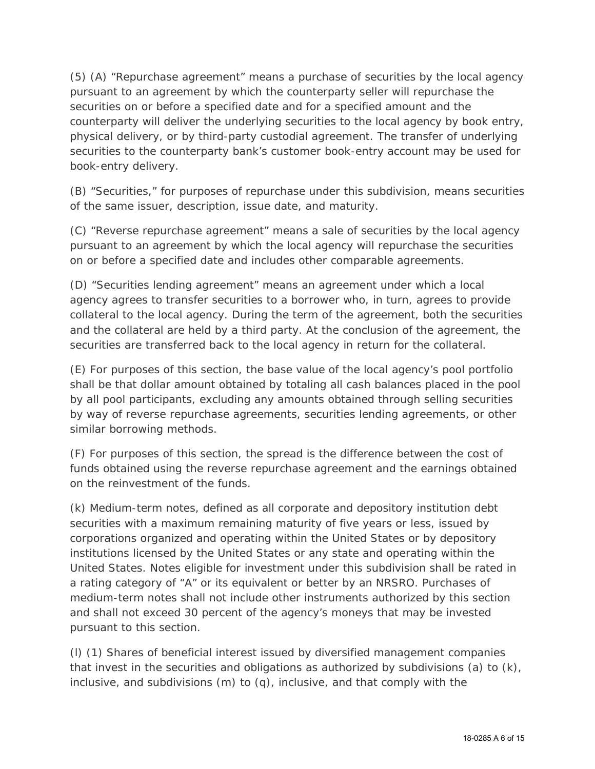(5) (A) “Repurchase agreement” means a purchase of securities by the local agency pursuant to an agreement by which the counterparty seller will repurchase the securities on or before a specified date and for a specified amount and the counterparty will deliver the underlying securities to the local agency by book entry, physical delivery, or by third-party custodial agreement. The transfer of underlying securities to the counterparty bank’s customer book-entry account may be used for book-entry delivery.

(B) “Securities,” for purposes of repurchase under this subdivision, means securities of the same issuer, description, issue date, and maturity.

(C) “Reverse repurchase agreement” means a sale of securities by the local agency pursuant to an agreement by which the local agency will repurchase the securities on or before a specified date and includes other comparable agreements.

(D) “Securities lending agreement” means an agreement under which a local agency agrees to transfer securities to a borrower who, in turn, agrees to provide collateral to the local agency. During the term of the agreement, both the securities and the collateral are held by a third party. At the conclusion of the agreement, the securities are transferred back to the local agency in return for the collateral.

(E) For purposes of this section, the base value of the local agency’s pool portfolio shall be that dollar amount obtained by totaling all cash balances placed in the pool by all pool participants, excluding any amounts obtained through selling securities by way of reverse repurchase agreements, securities lending agreements, or other similar borrowing methods.

(F) For purposes of this section, the spread is the difference between the cost of funds obtained using the reverse repurchase agreement and the earnings obtained on the reinvestment of the funds.

(k) Medium-term notes, defined as all corporate and depository institution debt securities with a maximum remaining maturity of five years or less, issued by corporations organized and operating within the United States or by depository institutions licensed by the United States or any state and operating within the United States. Notes eligible for investment under this subdivision shall be rated in a rating category of “A” or its equivalent or better by an NRSRO. Purchases of medium-term notes shall not include other instruments authorized by this section and shall not exceed 30 percent of the agency’s moneys that may be invested pursuant to this section.

(l) (1) Shares of beneficial interest issued by diversified management companies that invest in the securities and obligations as authorized by subdivisions (a) to (k), inclusive, and subdivisions (m) to (q), inclusive, and that comply with the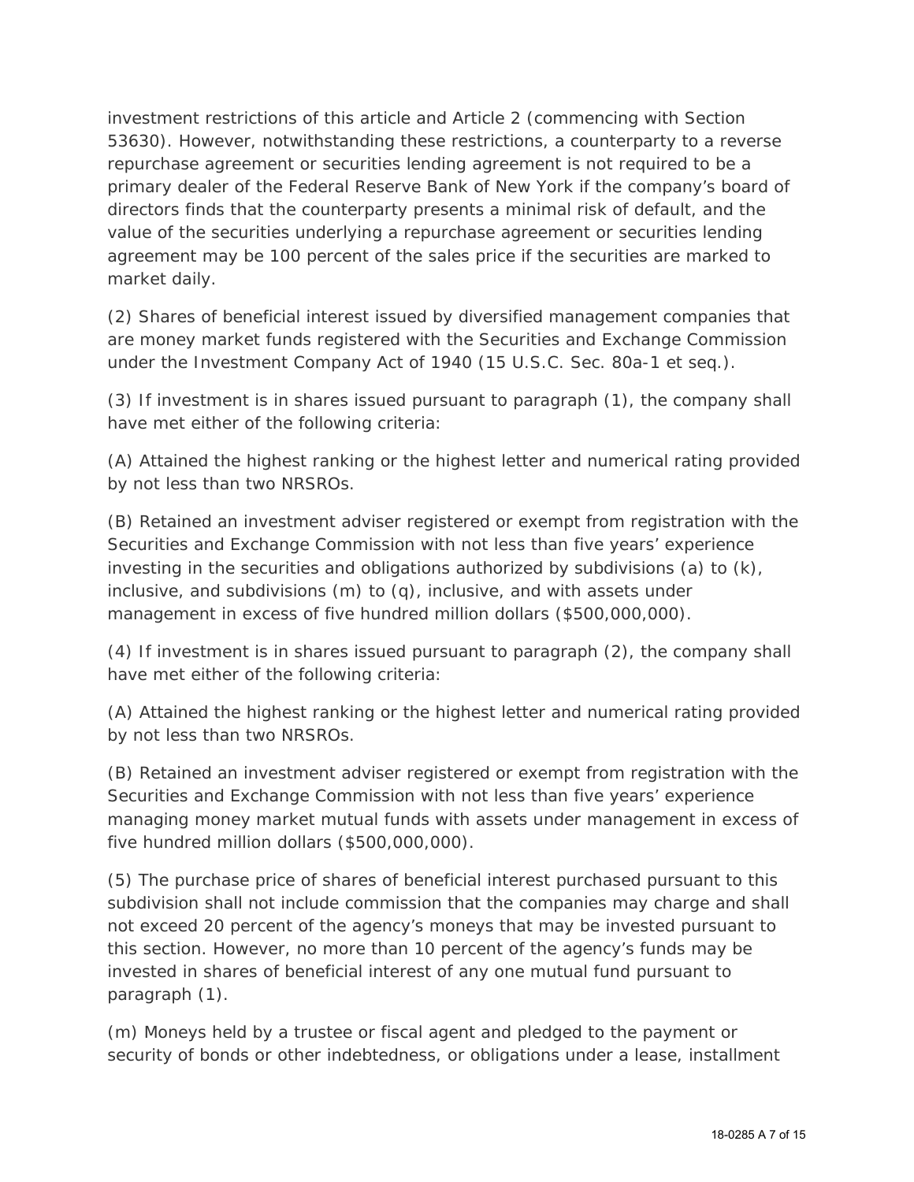investment restrictions of this article and Article 2 (commencing with Section 53630). However, notwithstanding these restrictions, a counterparty to a reverse repurchase agreement or securities lending agreement is not required to be a primary dealer of the Federal Reserve Bank of New York if the company's board of directors finds that the counterparty presents a minimal risk of default, and the value of the securities underlying a repurchase agreement or securities lending agreement may be 100 percent of the sales price if the securities are marked to market daily.

(2) Shares of beneficial interest issued by diversified management companies that are money market funds registered with the Securities and Exchange Commission under the Investment Company Act of 1940 (15 U.S.C. Sec. 80a-1 et seq.).

(3) If investment is in shares issued pursuant to paragraph (1), the company shall have met either of the following criteria:

(A) Attained the highest ranking or the highest letter and numerical rating provided by not less than two NRSROs.

(B) Retained an investment adviser registered or exempt from registration with the Securities and Exchange Commission with not less than five years' experience investing in the securities and obligations authorized by subdivisions (a) to (k), inclusive, and subdivisions (m) to (q), inclusive, and with assets under management in excess of five hundred million dollars ($500,000,000).

(4) If investment is in shares issued pursuant to paragraph (2), the company shall have met either of the following criteria:

(A) Attained the highest ranking or the highest letter and numerical rating provided by not less than two NRSROs.

(B) Retained an investment adviser registered or exempt from registration with the Securities and Exchange Commission with not less than five years' experience managing money market mutual funds with assets under management in excess of five hundred million dollars ($500,000,000).

(5) The purchase price of shares of beneficial interest purchased pursuant to this subdivision shall not include commission that the companies may charge and shall not exceed 20 percent of the agency's moneys that may be invested pursuant to this section. However, no more than 10 percent of the agency's funds may be invested in shares of beneficial interest of any one mutual fund pursuant to paragraph (1).

(m) Moneys held by a trustee or fiscal agent and pledged to the payment or security of bonds or other indebtedness, or obligations under a lease, installment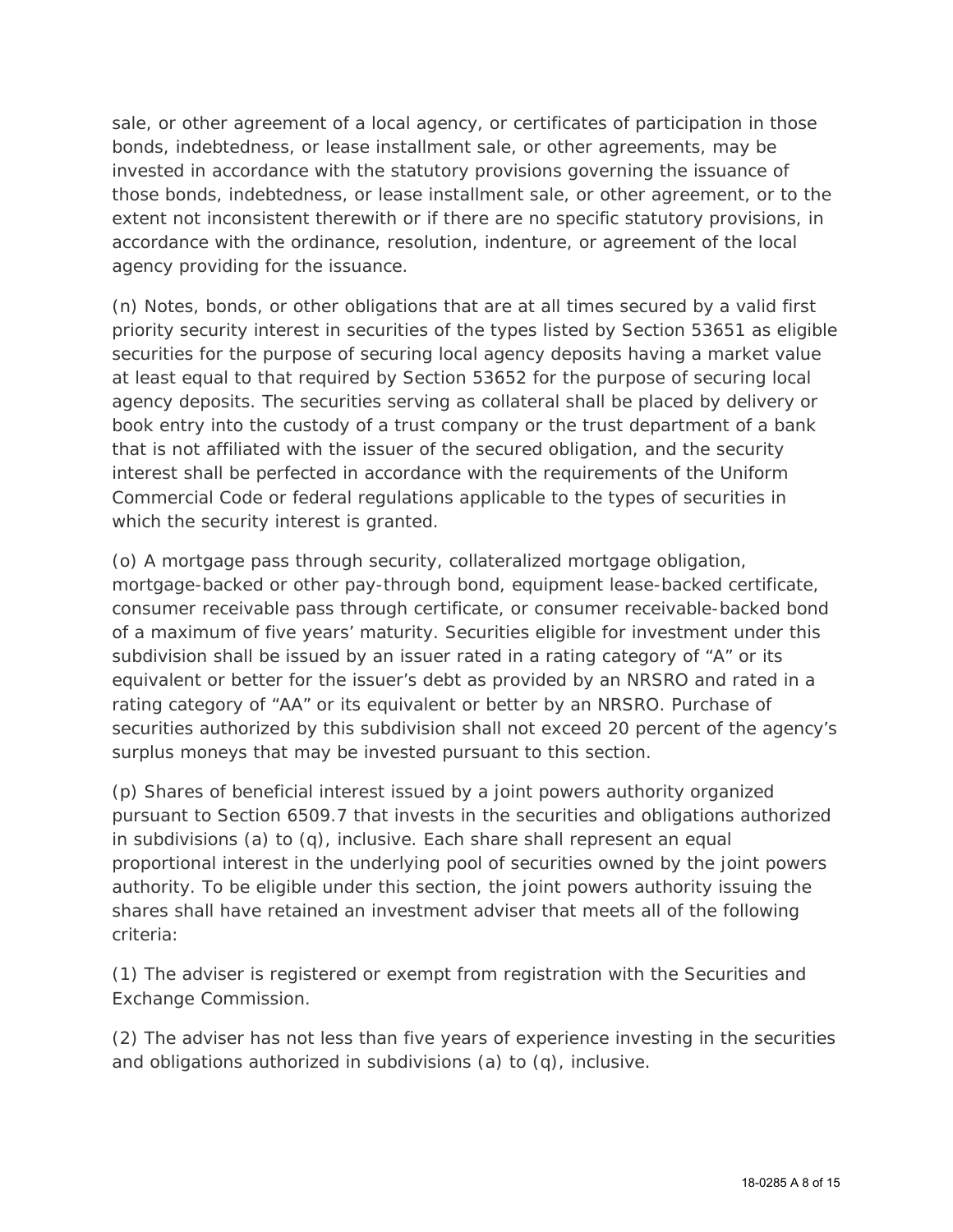sale, or other agreement of a local agency, or certificates of participation in those bonds, indebtedness, or lease installment sale, or other agreements, may be invested in accordance with the statutory provisions governing the issuance of those bonds, indebtedness, or lease installment sale, or other agreement, or to the extent not inconsistent therewith or if there are no specific statutory provisions, in accordance with the ordinance, resolution, indenture, or agreement of the local agency providing for the issuance.

(n) Notes, bonds, or other obligations that are at all times secured by a valid first priority security interest in securities of the types listed by Section 53651 as eligible securities for the purpose of securing local agency deposits having a market value at least equal to that required by Section 53652 for the purpose of securing local agency deposits. The securities serving as collateral shall be placed by delivery or book entry into the custody of a trust company or the trust department of a bank that is not affiliated with the issuer of the secured obligation, and the security interest shall be perfected in accordance with the requirements of the Uniform Commercial Code or federal regulations applicable to the types of securities in which the security interest is granted.

(o) A mortgage pass through security, collateralized mortgage obligation, mortgage-backed or other pay-through bond, equipment lease-backed certificate, consumer receivable pass through certificate, or consumer receivable-backed bond of a maximum of five years' maturity. Securities eligible for investment under this subdivision shall be issued by an issuer rated in a rating category of "A" or its equivalent or better for the issuer's debt as provided by an NRSRO and rated in a rating category of "AA" or its equivalent or better by an NRSRO. Purchase of securities authorized by this subdivision shall not exceed 20 percent of the agency's surplus moneys that may be invested pursuant to this section.

(p) Shares of beneficial interest issued by a joint powers authority organized pursuant to Section 6509.7 that invests in the securities and obligations authorized in subdivisions (a) to (q), inclusive. Each share shall represent an equal proportional interest in the underlying pool of securities owned by the joint powers authority. To be eligible under this section, the joint powers authority issuing the shares shall have retained an investment adviser that meets all of the following criteria:

(1) The adviser is registered or exempt from registration with the Securities and Exchange Commission.

(2) The adviser has not less than five years of experience investing in the securities and obligations authorized in subdivisions (a) to (q), inclusive.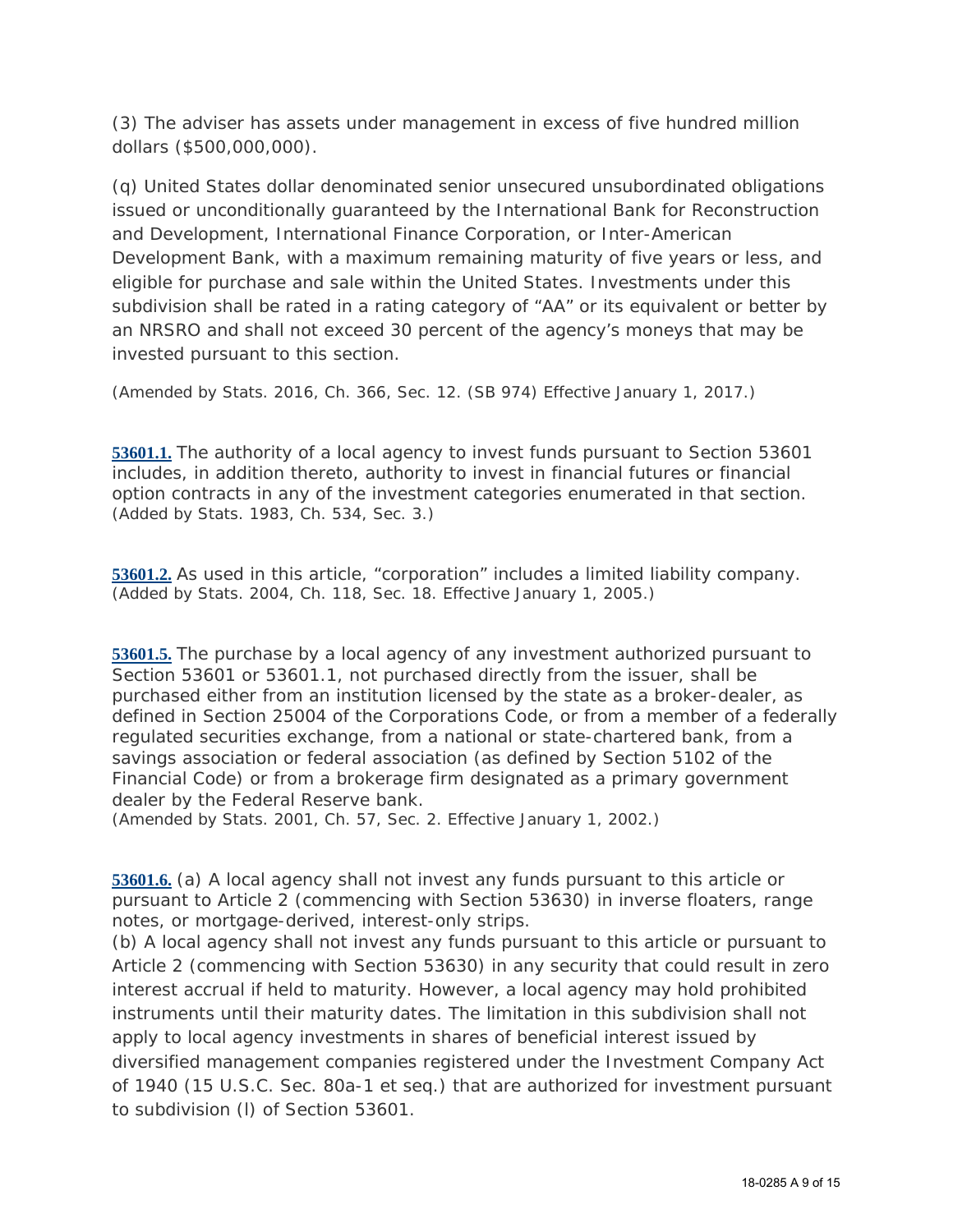(3) The adviser has assets under management in excess of five hundred million dollars ($500,000,000).

(q) United States dollar denominated senior unsecured unsubordinated obligations issued or unconditionally guaranteed by the International Bank for Reconstruction and Development, International Finance Corporation, or Inter-American Development Bank, with a maximum remaining maturity of five years or less, and eligible for purchase and sale within the United States. Investments under this subdivision shall be rated in a rating category of "AA" or its equivalent or better by an NRSRO and shall not exceed 30 percent of the agency's moneys that may be invested pursuant to this section.

(Amended by Stats. 2016, Ch. 366, Sec. 12. (SB 974) Effective January 1, 2017.)

**53601.1.** The authority of a local agency to invest funds pursuant to Section 53601 includes, in addition thereto, authority to invest in financial futures or financial option contracts in any of the investment categories enumerated in that section.
(Added by Stats. 1983, Ch. 534, Sec. 3.)

**53601.2.** As used in this article, "corporation" includes a limited liability company.
(Added by Stats. 2004, Ch. 118, Sec. 18. Effective January 1, 2005.)

**53601.5.** The purchase by a local agency of any investment authorized pursuant to Section 53601 or 53601.1, not purchased directly from the issuer, shall be purchased either from an institution licensed by the state as a broker-dealer, as defined in Section 25004 of the Corporations Code, or from a member of a federally regulated securities exchange, from a national or state-chartered bank, from a savings association or federal association (as defined by Section 5102 of the Financial Code) or from a brokerage firm designated as a primary government dealer by the Federal Reserve bank.
(Amended by Stats. 2001, Ch. 57, Sec. 2. Effective January 1, 2002.)

**53601.6.** (a) A local agency shall not invest any funds pursuant to this article or pursuant to Article 2 (commencing with Section 53630) in inverse floaters, range notes, or mortgage-derived, interest-only strips.
(b) A local agency shall not invest any funds pursuant to this article or pursuant to Article 2 (commencing with Section 53630) in any security that could result in zero interest accrual if held to maturity. However, a local agency may hold prohibited instruments until their maturity dates. The limitation in this subdivision shall not apply to local agency investments in shares of beneficial interest issued by diversified management companies registered under the Investment Company Act of 1940 (15 U.S.C. Sec. 80a-1 et seq.) that are authorized for investment pursuant to subdivision (l) of Section 53601.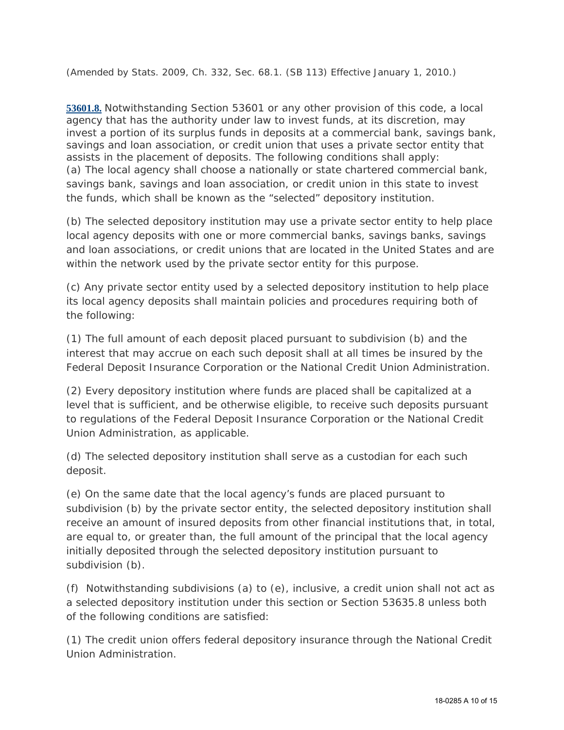(Amended by Stats. 2009, Ch. 332, Sec. 68.1. (SB 113) Effective January 1, 2010.)

**53601.8.** Notwithstanding Section 53601 or any other provision of this code, a local agency that has the authority under law to invest funds, at its discretion, may invest a portion of its surplus funds in deposits at a commercial bank, savings bank, savings and loan association, or credit union that uses a private sector entity that assists in the placement of deposits. The following conditions shall apply:

(a) The local agency shall choose a nationally or state chartered commercial bank, savings bank, savings and loan association, or credit union in this state to invest the funds, which shall be known as the "selected" depository institution.

(b) The selected depository institution may use a private sector entity to help place local agency deposits with one or more commercial banks, savings banks, savings and loan associations, or credit unions that are located in the United States and are within the network used by the private sector entity for this purpose.

(c) Any private sector entity used by a selected depository institution to help place its local agency deposits shall maintain policies and procedures requiring both of the following:

(1) The full amount of each deposit placed pursuant to subdivision (b) and the interest that may accrue on each such deposit shall at all times be insured by the Federal Deposit Insurance Corporation or the National Credit Union Administration.

(2) Every depository institution where funds are placed shall be capitalized at a level that is sufficient, and be otherwise eligible, to receive such deposits pursuant to regulations of the Federal Deposit Insurance Corporation or the National Credit Union Administration, as applicable.

(d) The selected depository institution shall serve as a custodian for each such deposit.

(e) On the same date that the local agency's funds are placed pursuant to subdivision (b) by the private sector entity, the selected depository institution shall receive an amount of insured deposits from other financial institutions that, in total, are equal to, or greater than, the full amount of the principal that the local agency initially deposited through the selected depository institution pursuant to subdivision (b).

(f) Notwithstanding subdivisions (a) to (e), inclusive, a credit union shall not act as a selected depository institution under this section or Section 53635.8 unless both of the following conditions are satisfied:

(1) The credit union offers federal depository insurance through the National Credit Union Administration.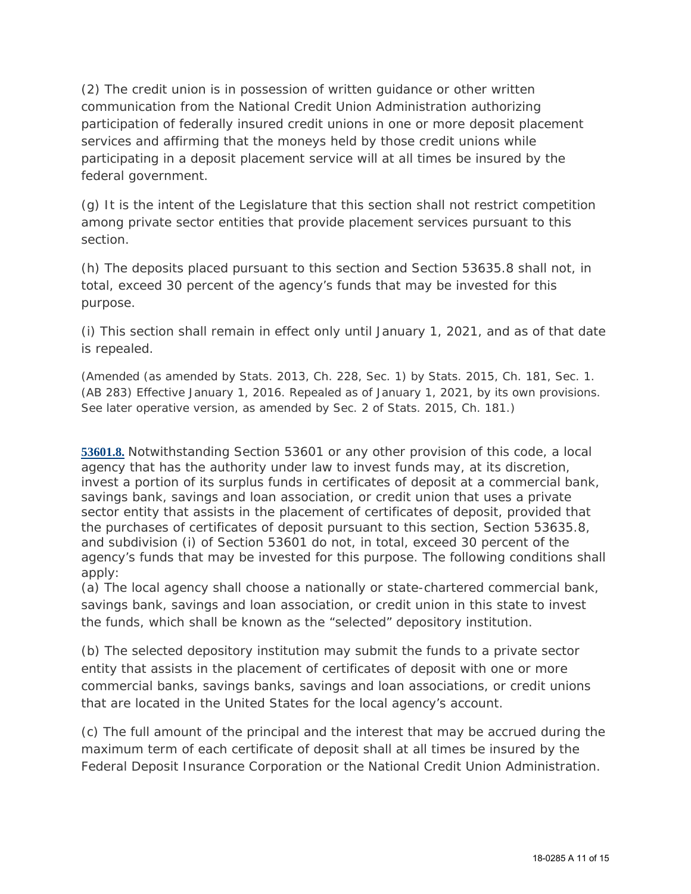(2) The credit union is in possession of written guidance or other written communication from the National Credit Union Administration authorizing participation of federally insured credit unions in one or more deposit placement services and affirming that the moneys held by those credit unions while participating in a deposit placement service will at all times be insured by the federal government.

(g) It is the intent of the Legislature that this section shall not restrict competition among private sector entities that provide placement services pursuant to this section.

(h) The deposits placed pursuant to this section and Section 53635.8 shall not, in total, exceed 30 percent of the agency's funds that may be invested for this purpose.

(i) This section shall remain in effect only until January 1, 2021, and as of that date is repealed.

(Amended (as amended by Stats. 2013, Ch. 228, Sec. 1) by Stats. 2015, Ch. 181, Sec. 1. (AB 283) Effective January 1, 2016. Repealed as of January 1, 2021, by its own provisions. See later operative version, as amended by Sec. 2 of Stats. 2015, Ch. 181.)

**53601.8.** Notwithstanding Section 53601 or any other provision of this code, a local agency that has the authority under law to invest funds may, at its discretion, invest a portion of its surplus funds in certificates of deposit at a commercial bank, savings bank, savings and loan association, or credit union that uses a private sector entity that assists in the placement of certificates of deposit, provided that the purchases of certificates of deposit pursuant to this section, Section 53635.8, and subdivision (i) of Section 53601 do not, in total, exceed 30 percent of the agency's funds that may be invested for this purpose. The following conditions shall apply:

(a) The local agency shall choose a nationally or state-chartered commercial bank, savings bank, savings and loan association, or credit union in this state to invest the funds, which shall be known as the "selected" depository institution.

(b) The selected depository institution may submit the funds to a private sector entity that assists in the placement of certificates of deposit with one or more commercial banks, savings banks, savings and loan associations, or credit unions that are located in the United States for the local agency's account.

(c) The full amount of the principal and the interest that may be accrued during the maximum term of each certificate of deposit shall at all times be insured by the Federal Deposit Insurance Corporation or the National Credit Union Administration.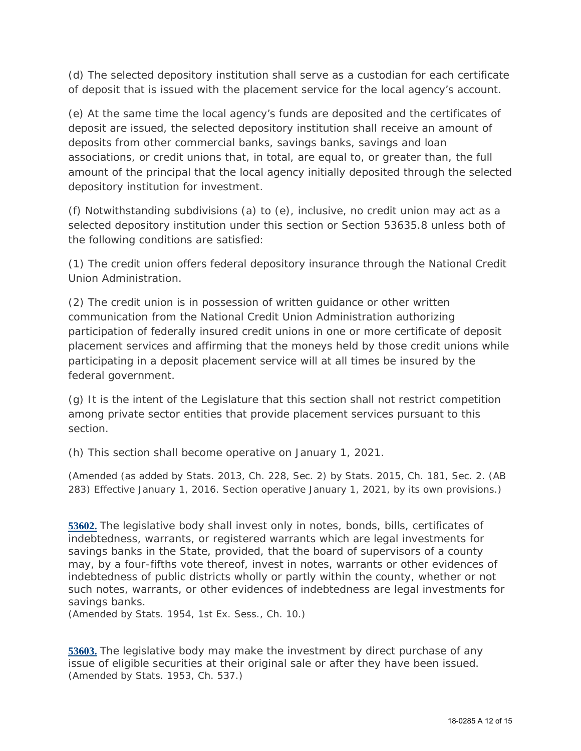(d) The selected depository institution shall serve as a custodian for each certificate of deposit that is issued with the placement service for the local agency's account.

(e) At the same time the local agency's funds are deposited and the certificates of deposit are issued, the selected depository institution shall receive an amount of deposits from other commercial banks, savings banks, savings and loan associations, or credit unions that, in total, are equal to, or greater than, the full amount of the principal that the local agency initially deposited through the selected depository institution for investment.

(f) Notwithstanding subdivisions (a) to (e), inclusive, no credit union may act as a selected depository institution under this section or Section 53635.8 unless both of the following conditions are satisfied:

(1) The credit union offers federal depository insurance through the National Credit Union Administration.

(2) The credit union is in possession of written guidance or other written communication from the National Credit Union Administration authorizing participation of federally insured credit unions in one or more certificate of deposit placement services and affirming that the moneys held by those credit unions while participating in a deposit placement service will at all times be insured by the federal government.

(g) It is the intent of the Legislature that this section shall not restrict competition among private sector entities that provide placement services pursuant to this section.

(h) This section shall become operative on January 1, 2021.

(Amended (as added by Stats. 2013, Ch. 228, Sec. 2) by Stats. 2015, Ch. 181, Sec. 2. (AB 283) Effective January 1, 2016. Section operative January 1, 2021, by its own provisions.)

**53602.** The legislative body shall invest only in notes, bonds, bills, certificates of indebtedness, warrants, or registered warrants which are legal investments for savings banks in the State, provided, that the board of supervisors of a county may, by a four-fifths vote thereof, invest in notes, warrants or other evidences of indebtedness of public districts wholly or partly within the county, whether or not such notes, warrants, or other evidences of indebtedness are legal investments for savings banks.
(Amended by Stats. 1954, 1st Ex. Sess., Ch. 10.)

**53603.** The legislative body may make the investment by direct purchase of any issue of eligible securities at their original sale or after they have been issued.
(Amended by Stats. 1953, Ch. 537.)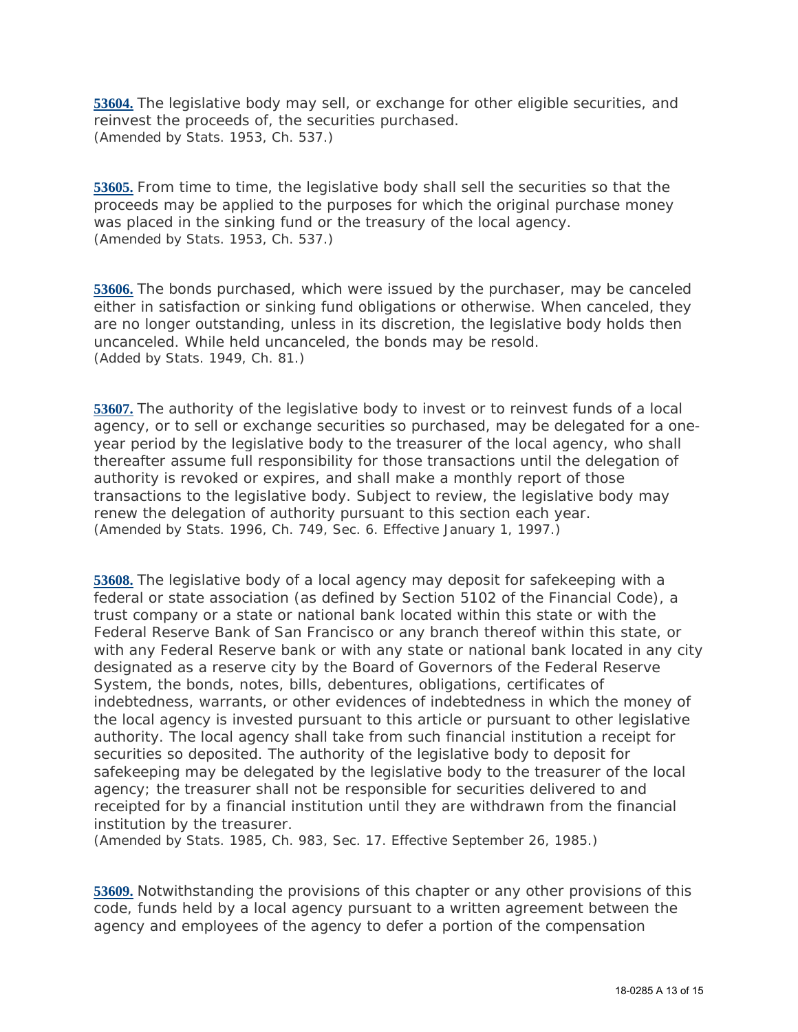**53604.** The legislative body may sell, or exchange for other eligible securities, and reinvest the proceeds of, the securities purchased.
(Amended by Stats. 1953, Ch. 537.)

**53605.** From time to time, the legislative body shall sell the securities so that the proceeds may be applied to the purposes for which the original purchase money was placed in the sinking fund or the treasury of the local agency.
(Amended by Stats. 1953, Ch. 537.)

**53606.** The bonds purchased, which were issued by the purchaser, may be canceled either in satisfaction or sinking fund obligations or otherwise. When canceled, they are no longer outstanding, unless in its discretion, the legislative body holds then uncanceled. While held uncanceled, the bonds may be resold.
(Added by Stats. 1949, Ch. 81.)

**53607.** The authority of the legislative body to invest or to reinvest funds of a local agency, or to sell or exchange securities so purchased, may be delegated for a one-year period by the legislative body to the treasurer of the local agency, who shall thereafter assume full responsibility for those transactions until the delegation of authority is revoked or expires, and shall make a monthly report of those transactions to the legislative body. Subject to review, the legislative body may renew the delegation of authority pursuant to this section each year.
(Amended by Stats. 1996, Ch. 749, Sec. 6. Effective January 1, 1997.)

**53608.** The legislative body of a local agency may deposit for safekeeping with a federal or state association (as defined by Section 5102 of the Financial Code), a trust company or a state or national bank located within this state or with the Federal Reserve Bank of San Francisco or any branch thereof within this state, or with any Federal Reserve bank or with any state or national bank located in any city designated as a reserve city by the Board of Governors of the Federal Reserve System, the bonds, notes, bills, debentures, obligations, certificates of indebtedness, warrants, or other evidences of indebtedness in which the money of the local agency is invested pursuant to this article or pursuant to other legislative authority. The local agency shall take from such financial institution a receipt for securities so deposited. The authority of the legislative body to deposit for safekeeping may be delegated by the legislative body to the treasurer of the local agency; the treasurer shall not be responsible for securities delivered to and receipted for by a financial institution until they are withdrawn from the financial institution by the treasurer.
(Amended by Stats. 1985, Ch. 983, Sec. 17. Effective September 26, 1985.)

**53609.** Notwithstanding the provisions of this chapter or any other provisions of this code, funds held by a local agency pursuant to a written agreement between the agency and employees of the agency to defer a portion of the compensation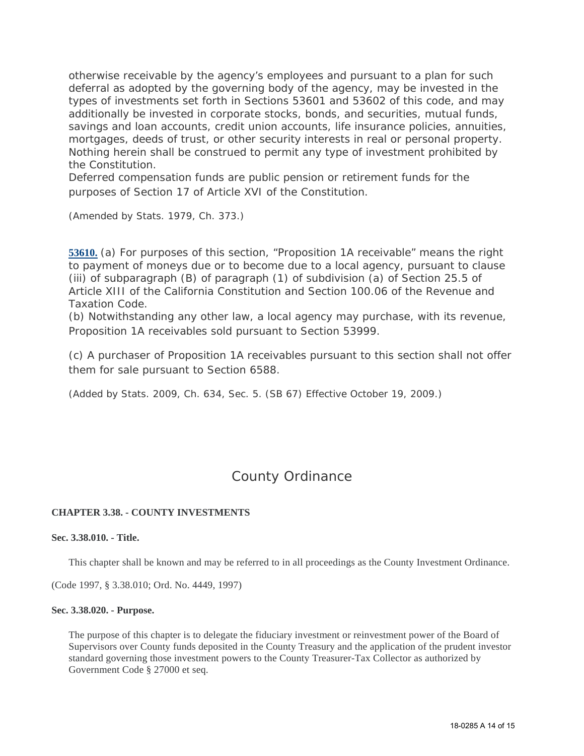otherwise receivable by the agency's employees and pursuant to a plan for such deferral as adopted by the governing body of the agency, may be invested in the types of investments set forth in Sections 53601 and 53602 of this code, and may additionally be invested in corporate stocks, bonds, and securities, mutual funds, savings and loan accounts, credit union accounts, life insurance policies, annuities, mortgages, deeds of trust, or other security interests in real or personal property. Nothing herein shall be construed to permit any type of investment prohibited by the Constitution.

Deferred compensation funds are public pension or retirement funds for the purposes of Section 17 of Article XVI of the Constitution.

(Amended by Stats. 1979, Ch. 373.)

**53610.** (a) For purposes of this section, "Proposition 1A receivable" means the right to payment of moneys due or to become due to a local agency, pursuant to clause (iii) of subparagraph (B) of paragraph (1) of subdivision (a) of Section 25.5 of Article XIII of the California Constitution and Section 100.06 of the Revenue and Taxation Code.

(b) Notwithstanding any other law, a local agency may purchase, with its revenue, Proposition 1A receivables sold pursuant to Section 53999.

(c) A purchaser of Proposition 1A receivables pursuant to this section shall not offer them for sale pursuant to Section 6588.

(Added by Stats. 2009, Ch. 634, Sec. 5. (SB 67) Effective October 19, 2009.)

# County Ordinance

## CHAPTER 3.38. - COUNTY INVESTMENTS

### Sec. 3.38.010. - Title.

This chapter shall be known and may be referred to in all proceedings as the County Investment Ordinance.

(Code 1997, § 3.38.010; Ord. No. 4449, 1997)

### Sec. 3.38.020. - Purpose.

The purpose of this chapter is to delegate the fiduciary investment or reinvestment power of the Board of Supervisors over County funds deposited in the County Treasury and the application of the prudent investor standard governing those investment powers to the County Treasurer-Tax Collector as authorized by Government Code § 27000 et seq.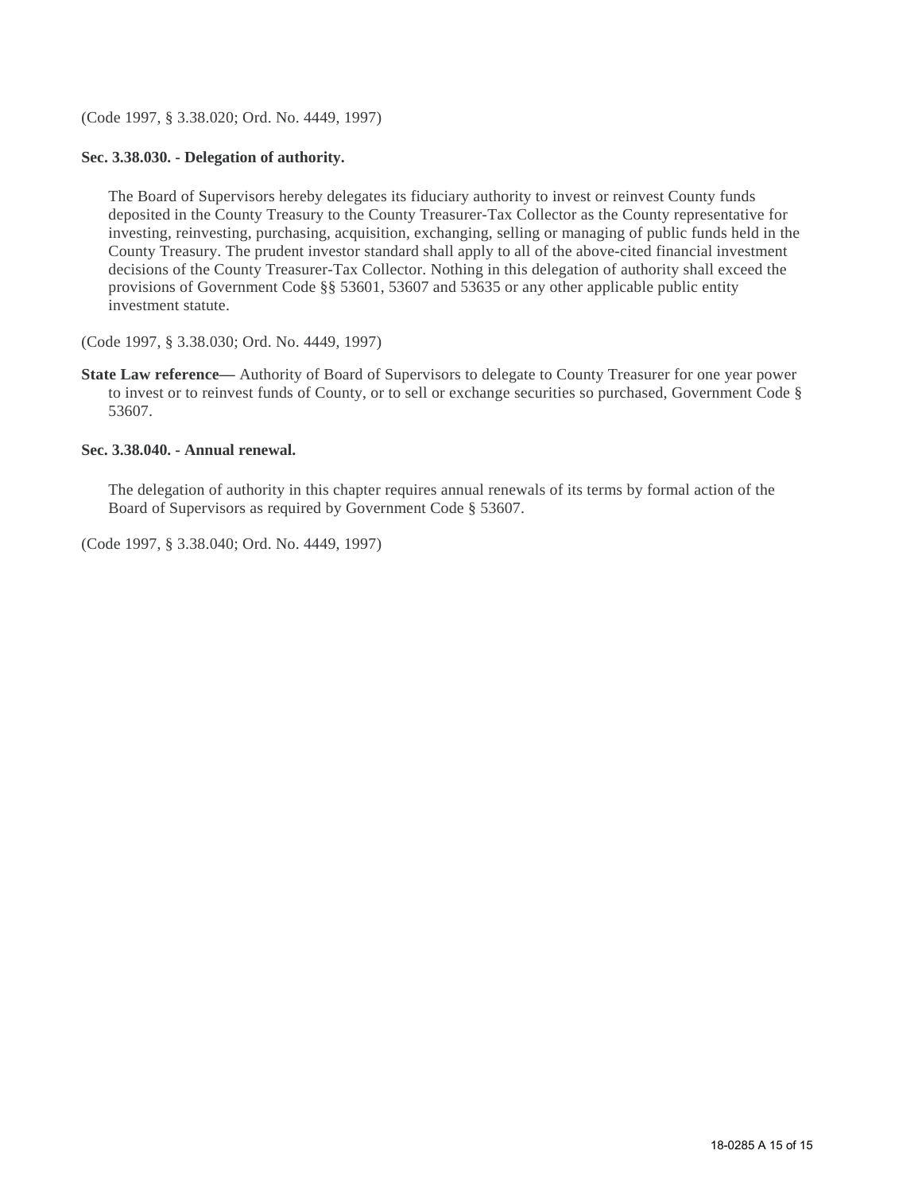(Code 1997, § 3.38.020; Ord. No. 4449, 1997)

**Sec. 3.38.030. - Delegation of authority.**

The Board of Supervisors hereby delegates its fiduciary authority to invest or reinvest County funds deposited in the County Treasury to the County Treasurer-Tax Collector as the County representative for investing, reinvesting, purchasing, acquisition, exchanging, selling or managing of public funds held in the County Treasury. The prudent investor standard shall apply to all of the above-cited financial investment decisions of the County Treasurer-Tax Collector. Nothing in this delegation of authority shall exceed the provisions of Government Code §§ 53601, 53607 and 53635 or any other applicable public entity investment statute.

(Code 1997, § 3.38.030; Ord. No. 4449, 1997)

**State Law reference—** Authority of Board of Supervisors to delegate to County Treasurer for one year power to invest or to reinvest funds of County, or to sell or exchange securities so purchased, Government Code § 53607.

**Sec. 3.38.040. - Annual renewal.**

The delegation of authority in this chapter requires annual renewals of its terms by formal action of the Board of Supervisors as required by Government Code § 53607.

(Code 1997, § 3.38.040; Ord. No. 4449, 1997)